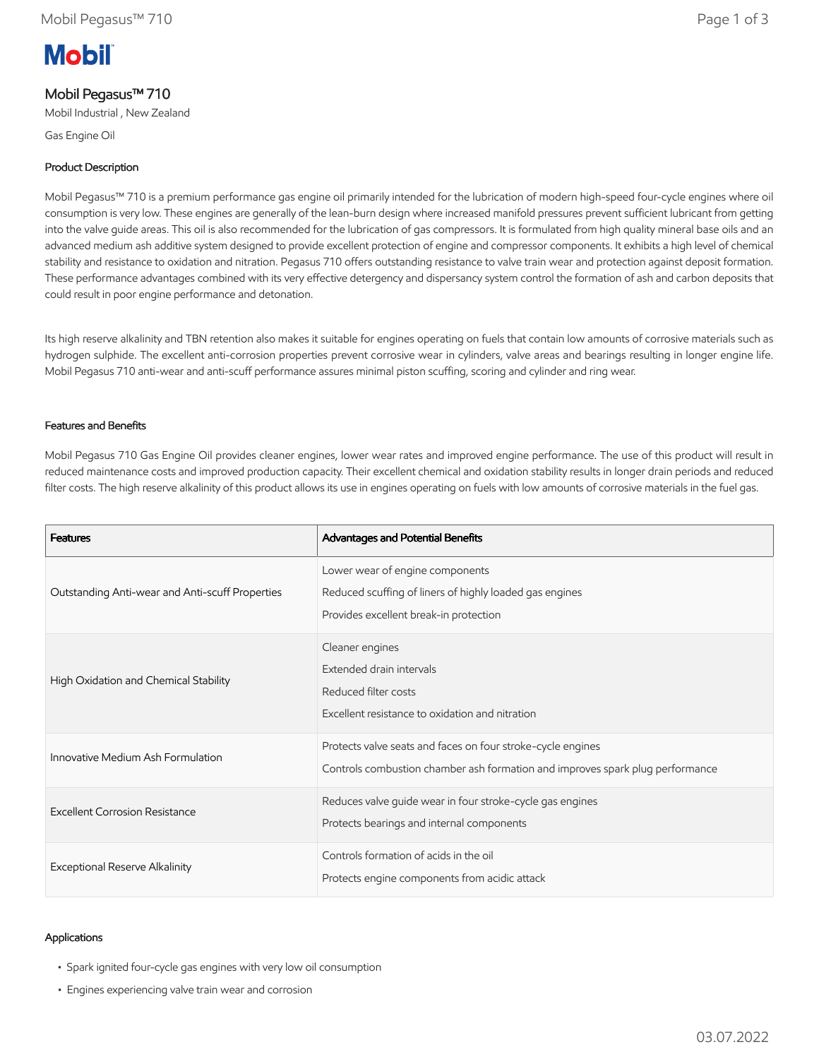# Mobil Pegasus™ 710

Mobil Industrial , New Zealand

Gas Engine Oil

## Product Description

Mobil Pegasus™ 710 is a premium performance gas engine oil primarily intended for the lubrication of modern high-speed four-cycle engines where oil consumption is very low. These engines are generally of the lean-burn design where increased manifold pressures prevent sufficient lubricant from getting into the valve guide areas. This oil is also recommended for the lubrication of gas compressors. It is formulated from high quality mineral base oils and an advanced medium ash additive system designed to provide excellent protection of engine and compressor components. It exhibits a high level of chemical stability and resistance to oxidation and nitration. Pegasus 710 offers outstanding resistance to valve train wear and protection against deposit formation. These performance advantages combined with its very effective detergency and dispersancy system control the formation of ash and carbon deposits that could result in poor engine performance and detonation.

Its high reserve alkalinity and TBN retention also makes it suitable for engines operating on fuels that contain low amounts of corrosive materials such as hydrogen sulphide. The excellent anti-corrosion properties prevent corrosive wear in cylinders, valve areas and bearings resulting in longer engine life. Mobil Pegasus 710 anti-wear and anti-scuff performance assures minimal piston scuffing, scoring and cylinder and ring wear.

## Features and Benefits

Mobil Pegasus 710 Gas Engine Oil provides cleaner engines, lower wear rates and improved engine performance. The use of this product will result in reduced maintenance costs and improved production capacity. Their excellent chemical and oxidation stability results in longer drain periods and reduced filter costs. The high reserve alkalinity of this product allows its use in engines operating on fuels with low amounts of corrosive materials in the fuel gas.

| Features | Advantages and Potential Benefits |
|---|---|
| Outstanding Anti-wear and Anti-scuff Properties | Lower wear of engine components<br>Reduced scuffing of liners of highly loaded gas engines<br>Provides excellent break-in protection |
| High Oxidation and Chemical Stability | Cleaner engines<br>Extended drain intervals<br>Reduced filter costs<br>Excellent resistance to oxidation and nitration |
| Innovative Medium Ash Formulation | Protects valve seats and faces on four stroke-cycle engines<br>Controls combustion chamber ash formation and improves spark plug performance |
| Excellent Corrosion Resistance | Reduces valve guide wear in four stroke-cycle gas engines<br>Protects bearings and internal components |
| Exceptional Reserve Alkalinity | Controls formation of acids in the oil<br>Protects engine components from acidic attack |

## Applications

- Spark ignited four-cycle gas engines with very low oil consumption
- Engines experiencing valve train wear and corrosion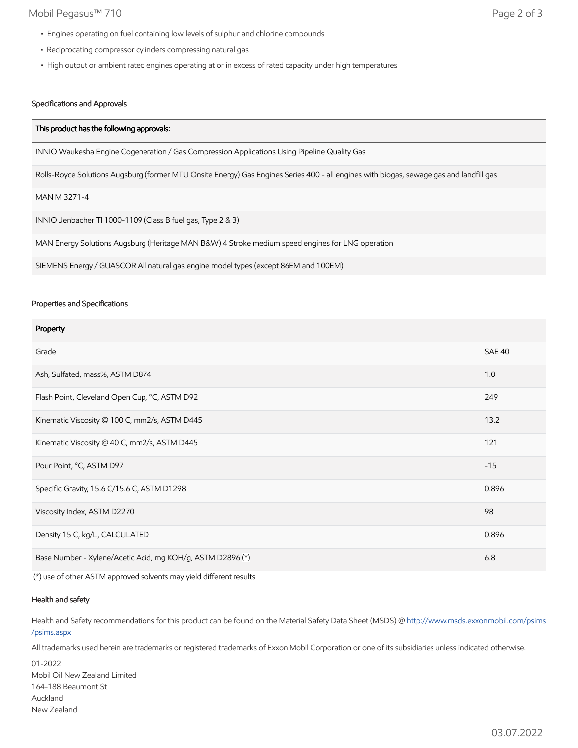- Engines operating on fuel containing low levels of sulphur and chlorine compounds
- Reciprocating compressor cylinders compressing natural gas
- High output or ambient rated engines operating at or in excess of rated capacity under high temperatures

### Specifications and Approvals

| This product has the following approvals: |
|---|
| INNIO Waukesha Engine Cogeneration / Gas Compression Applications Using Pipeline Quality Gas |
| Rolls-Royce Solutions Augsburg (former MTU Onsite Energy) Gas Engines Series 400 - all engines with biogas, sewage gas and landfill gas |
| MAN M 3271-4 |
| INNIO Jenbacher TI 1000-1109 (Class B fuel gas, Type 2 & 3) |
| MAN Energy Solutions Augsburg (Heritage MAN B&W) 4 Stroke medium speed engines for LNG operation |
| SIEMENS Energy / GUASCOR All natural gas engine model types (except 86EM and 100EM) |

### Properties and Specifications

| Property | |
|---|---|
| Grade | SAE 40 |
| Ash, Sulfated, mass%, ASTM D874 | 1.0 |
| Flash Point, Cleveland Open Cup, °C, ASTM D92 | 249 |
| Kinematic Viscosity @ 100 C, mm2/s, ASTM D445 | 13.2 |
| Kinematic Viscosity @ 40 C, mm2/s, ASTM D445 | 121 |
| Pour Point, °C, ASTM D97 | -15 |
| Specific Gravity, 15.6 C/15.6 C, ASTM D1298 | 0.896 |
| Viscosity Index, ASTM D2270 | 98 |
| Density 15 C, kg/L, CALCULATED | 0.896 |
| Base Number - Xylene/Acetic Acid, mg KOH/g, ASTM D2896 (*) | 6.8 |

(*) use of other ASTM approved solvents may yield different results

### Health and safety

Health and Safety recommendations for this product can be found on the Material Safety Data Sheet (MSDS) @ http://www.msds.exxonmobil.com/psims/psims.aspx

All trademarks used herein are trademarks or registered trademarks of Exxon Mobil Corporation or one of its subsidiaries unless indicated otherwise.

01-2022
Mobil Oil New Zealand Limited
164-188 Beaumont St
Auckland
New Zealand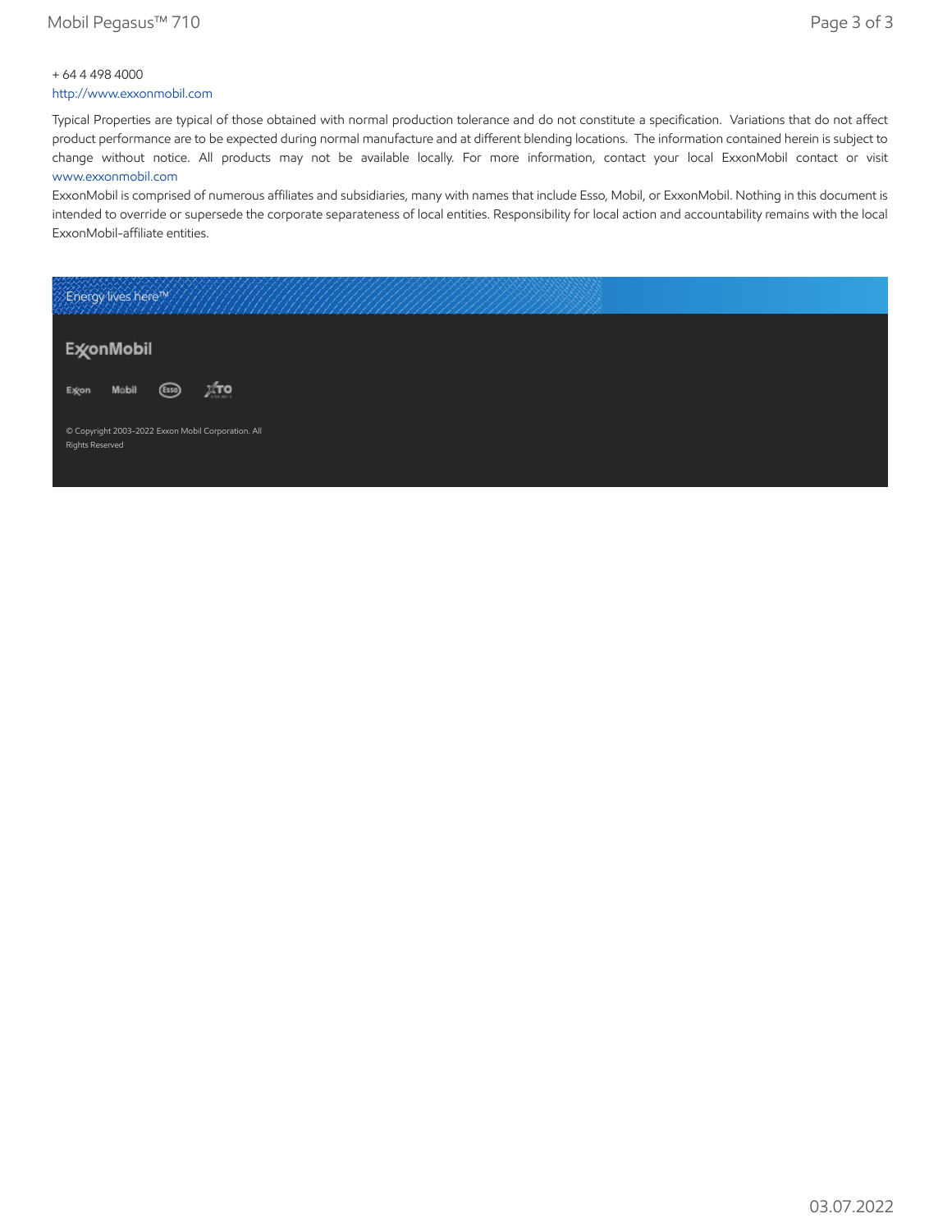+ 64 4 498 4000
http://www.exxonmobil.com

Typical Properties are typical of those obtained with normal production tolerance and do not constitute a specification. Variations that do not affect product performance are to be expected during normal manufacture and at different blending locations. The information contained herein is subject to change without notice. All products may not be available locally. For more information, contact your local ExxonMobil contact or visit www.exxonmobil.com

ExxonMobil is comprised of numerous affiliates and subsidiaries, many with names that include Esso, Mobil, or ExxonMobil. Nothing in this document is intended to override or supersede the corporate separateness of local entities. Responsibility for local action and accountability remains with the local ExxonMobil-affiliate entities.

Energy lives here™

ExxonMobil

Exxon Mobil Esso XTO

© Copyright 2003-2022 Exxon Mobil Corporation. All Rights Reserved

03.07.2022